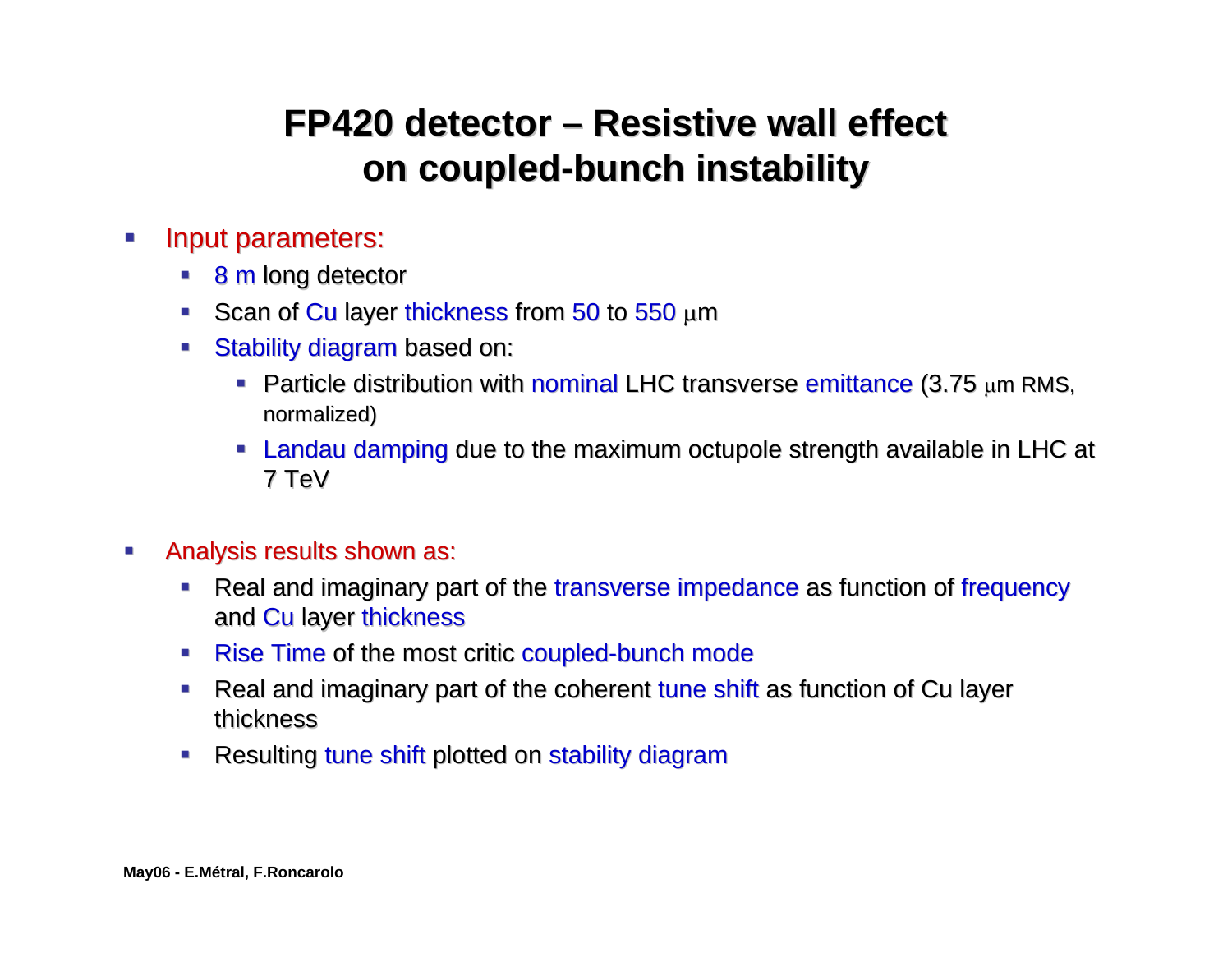# FP420 detector – Resistive wall effect on coupled-bunch instability

- Input parameters:
  - 8 m long detector
  - Scan of Cu layer thickness from 50 to 550 μm
  - Stability diagram based on:
    - Particle distribution with nominal LHC transverse emittance (3.75 μm RMS, normalized)
    - Landau damping due to the maximum octupole strength available in LHC at 7 TeV

- Analysis results shown as:
  - Real and imaginary part of the transverse impedance as function of frequency and Cu layer thickness
  - Rise Time of the most critic coupled-bunch mode
  - Real and imaginary part of the coherent tune shift as function of Cu layer thickness
  - Resulting tune shift plotted on stability diagram

May06 - E.Métral, F.Roncarolo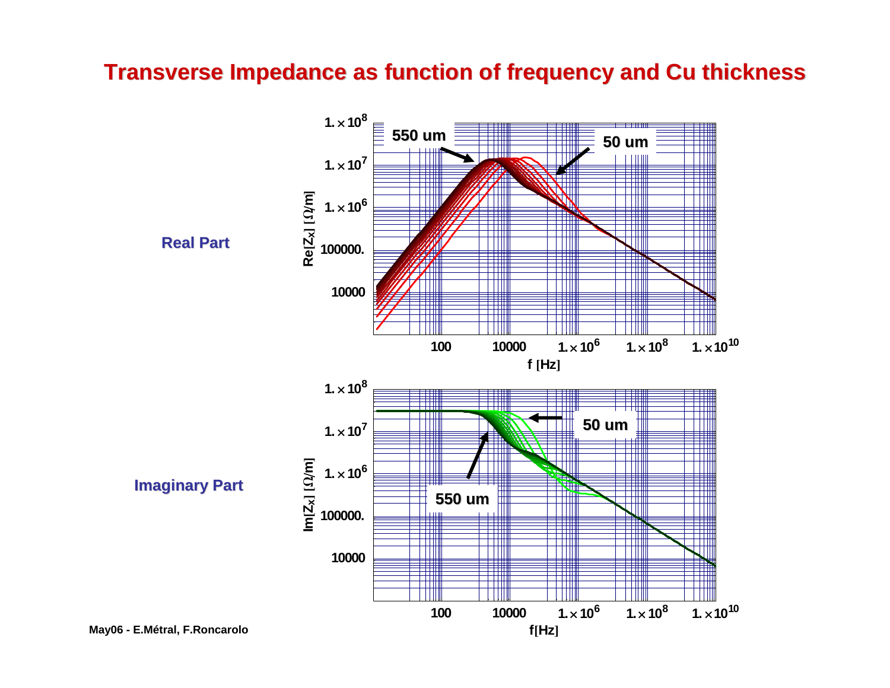# Transverse Impedance as function of frequency and Cu thickness

**Real Part**

**Imaginary Part**

May06 - E.Métral, F.Roncarolo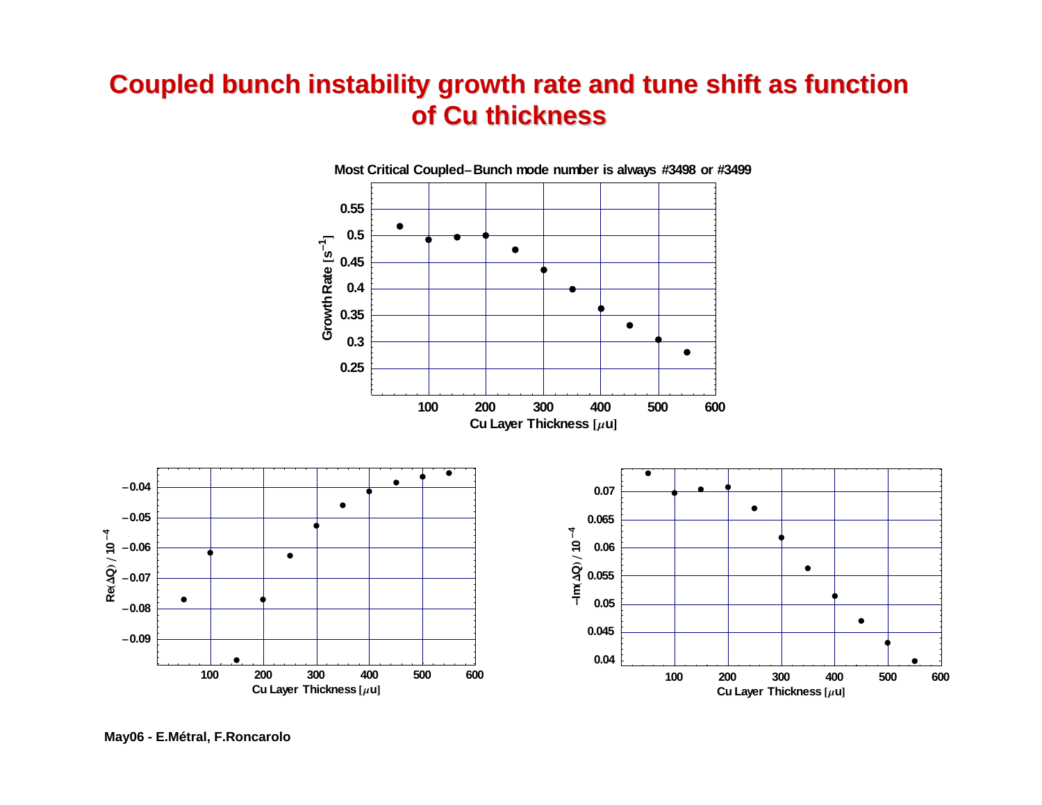# Coupled bunch instability growth rate and tune shift as function of Cu thickness

Most Critical Coupled–Bunch mode number is always #3498 or #3499

May06 - E.Métral, F.Roncarolo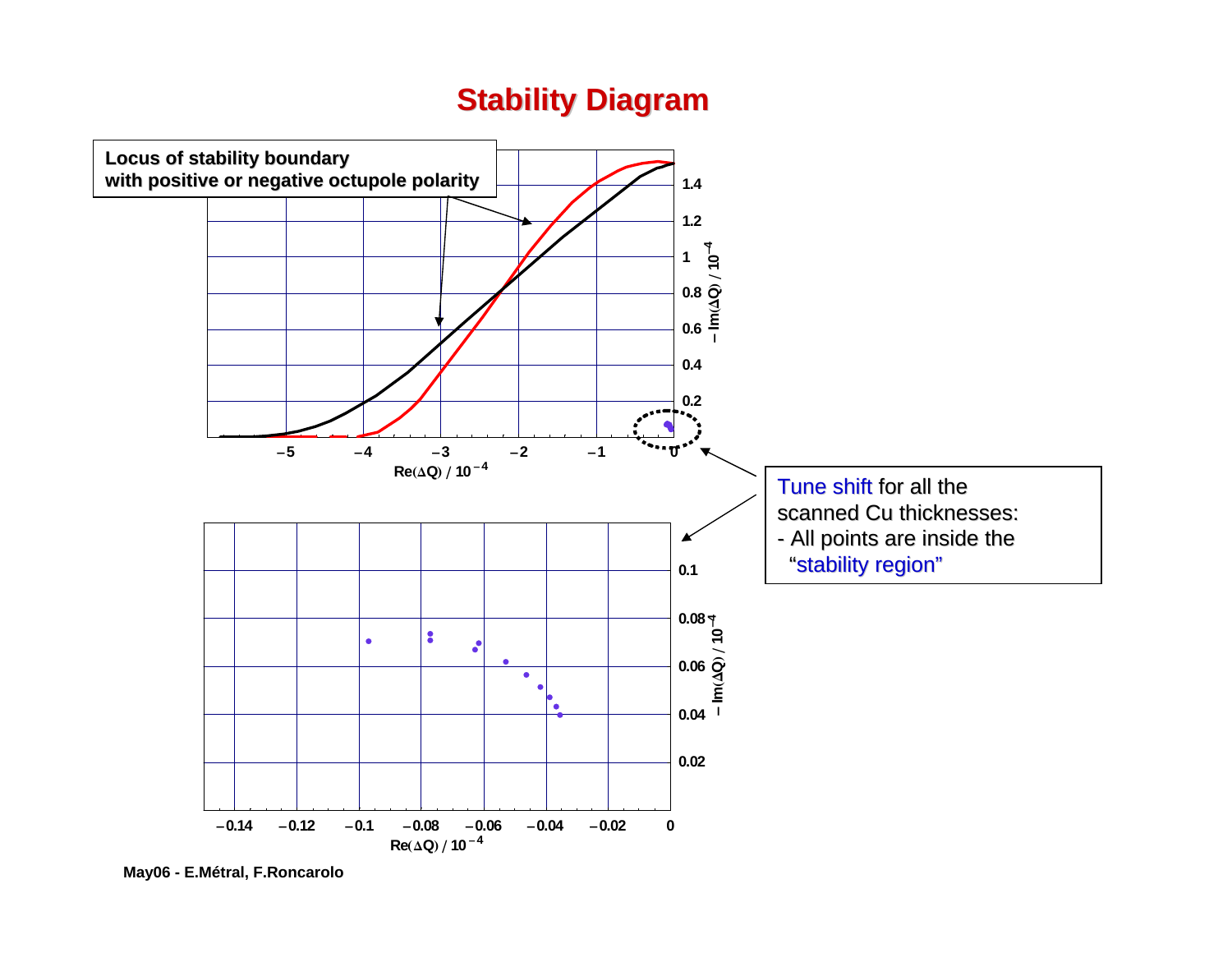# Stability Diagram

**Locus of stability boundary**
**with positive or negative octupole polarity**

1.4
1.2
1
0.8
0.6
0.4
0.2

$-\mathrm{Im}(\Delta Q) / 10^{-4}$

−5 −4 −3 −2 −1 0

$\mathrm{Re}(\Delta Q) / 10^{-4}$

Tune shift for all the scanned Cu thicknesses:

- All points are inside the "stability region"

0.1
0.08
0.06
0.04
0.02

$-\mathrm{Im}(\Delta Q) / 10^{-4}$

−0.14 −0.12 −0.1 −0.08 −0.06 −0.04 −0.02 0

$\mathrm{Re}(\Delta Q) / 10^{-4}$

**May06 - E.Métral, F.Roncarolo**